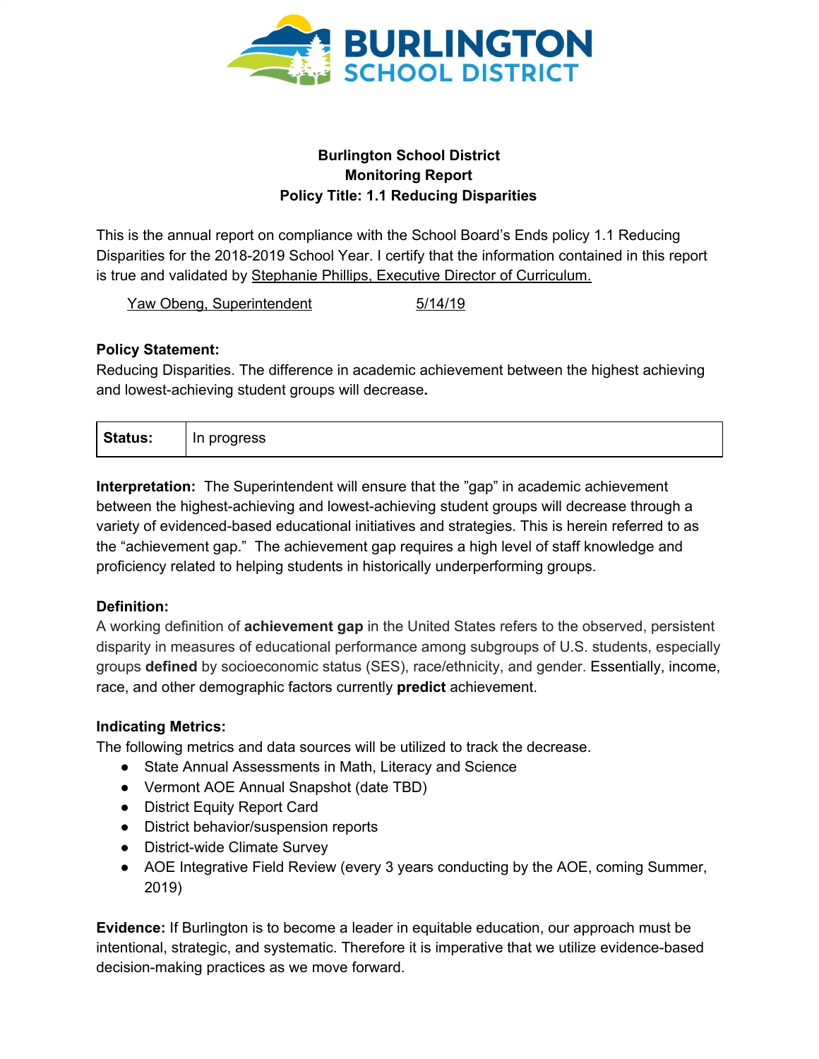**Burlington School District**
**Monitoring Report**
**Policy Title: 1.1 Reducing Disparities**

This is the annual report on compliance with the School Board's Ends policy 1.1 Reducing Disparities for the 2018-2019 School Year. I certify that the information contained in this report is true and validated by Stephanie Phillips, Executive Director of Curriculum.

Yaw Obeng, Superintendent 5/14/19

**Policy Statement:**
Reducing Disparities. The difference in academic achievement between the highest achieving and lowest-achieving student groups will decrease**.**

| **Status:** | In progress |
| --- | --- |

**Interpretation:** The Superintendent will ensure that the "gap" in academic achievement between the highest-achieving and lowest-achieving student groups will decrease through a variety of evidenced-based educational initiatives and strategies. This is herein referred to as the "achievement gap." The achievement gap requires a high level of staff knowledge and proficiency related to helping students in historically underperforming groups.

**Definition:**
A working definition of **achievement gap** in the United States refers to the observed, persistent disparity in measures of educational performance among subgroups of U.S. students, especially groups **defined** by socioeconomic status (SES), race/ethnicity, and gender. Essentially, income, race, and other demographic factors currently **predict** achievement.

**Indicating Metrics:**
The following metrics and data sources will be utilized to track the decrease.

- State Annual Assessments in Math, Literacy and Science
- Vermont AOE Annual Snapshot (date TBD)
- District Equity Report Card
- District behavior/suspension reports
- District-wide Climate Survey
- AOE Integrative Field Review (every 3 years conducting by the AOE, coming Summer, 2019)

**Evidence:** If Burlington is to become a leader in equitable education, our approach must be intentional, strategic, and systematic. Therefore it is imperative that we utilize evidence-based decision-making practices as we move forward.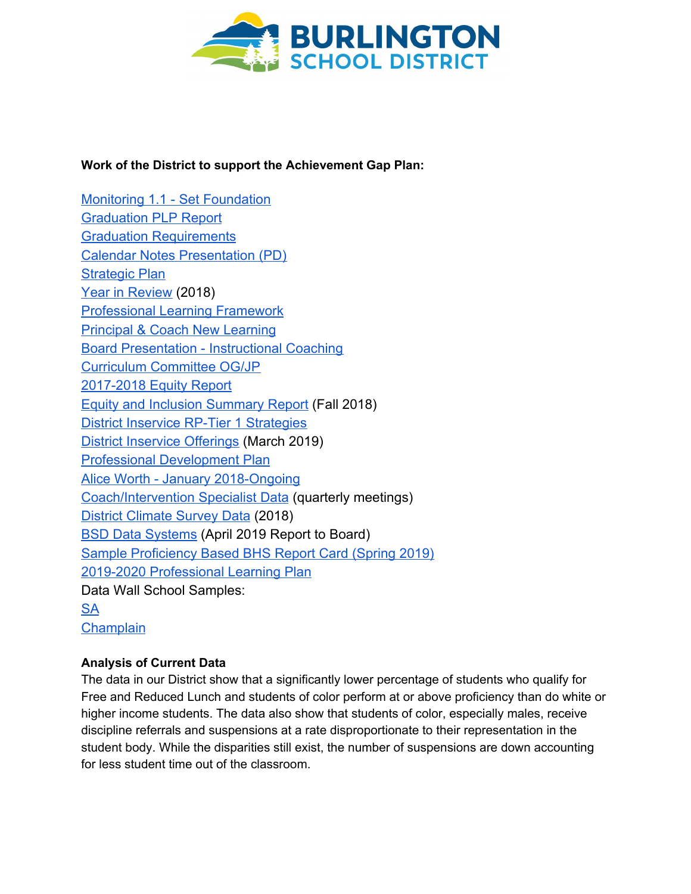**Work of the District to support the Achievement Gap Plan:**

Monitoring 1.1 - Set Foundation
Graduation PLP Report
Graduation Requirements
Calendar Notes Presentation (PD)
Strategic Plan
Year in Review (2018)
Professional Learning Framework
Principal & Coach New Learning
Board Presentation - Instructional Coaching
Curriculum Committee OG/JP
2017-2018 Equity Report
Equity and Inclusion Summary Report (Fall 2018)
District Inservice RP-Tier 1 Strategies
District Inservice Offerings (March 2019)
Professional Development Plan
Alice Worth - January 2018-Ongoing
Coach/Intervention Specialist Data (quarterly meetings)
District Climate Survey Data (2018)
BSD Data Systems (April 2019 Report to Board)
Sample Proficiency Based BHS Report Card (Spring 2019)
2019-2020 Professional Learning Plan
Data Wall School Samples:
SA
Champlain

**Analysis of Current Data**

The data in our District show that a significantly lower percentage of students who qualify for Free and Reduced Lunch and students of color perform at or above proficiency than do white or higher income students. The data also show that students of color, especially males, receive discipline referrals and suspensions at a rate disproportionate to their representation in the student body. While the disparities still exist, the number of suspensions are down accounting for less student time out of the classroom.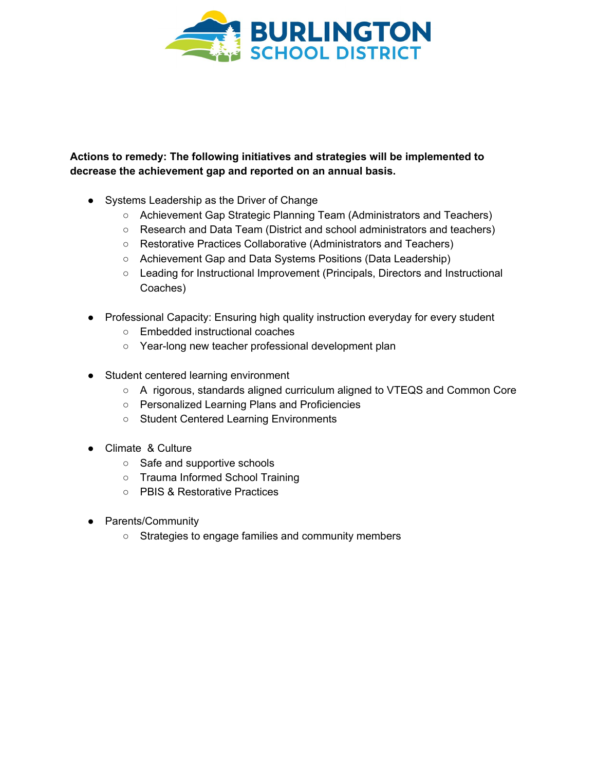**Actions to remedy: The following initiatives and strategies will be implemented to decrease the achievement gap and reported on an annual basis.**

- Systems Leadership as the Driver of Change
  - Achievement Gap Strategic Planning Team (Administrators and Teachers)
  - Research and Data Team (District and school administrators and teachers)
  - Restorative Practices Collaborative (Administrators and Teachers)
  - Achievement Gap and Data Systems Positions (Data Leadership)
  - Leading for Instructional Improvement (Principals, Directors and Instructional Coaches)

- Professional Capacity: Ensuring high quality instruction everyday for every student
  - Embedded instructional coaches
  - Year-long new teacher professional development plan

- Student centered learning environment
  - A rigorous, standards aligned curriculum aligned to VTEQS and Common Core
  - Personalized Learning Plans and Proficiencies
  - Student Centered Learning Environments

- Climate & Culture
  - Safe and supportive schools
  - Trauma Informed School Training
  - PBIS & Restorative Practices

- Parents/Community
  - Strategies to engage families and community members